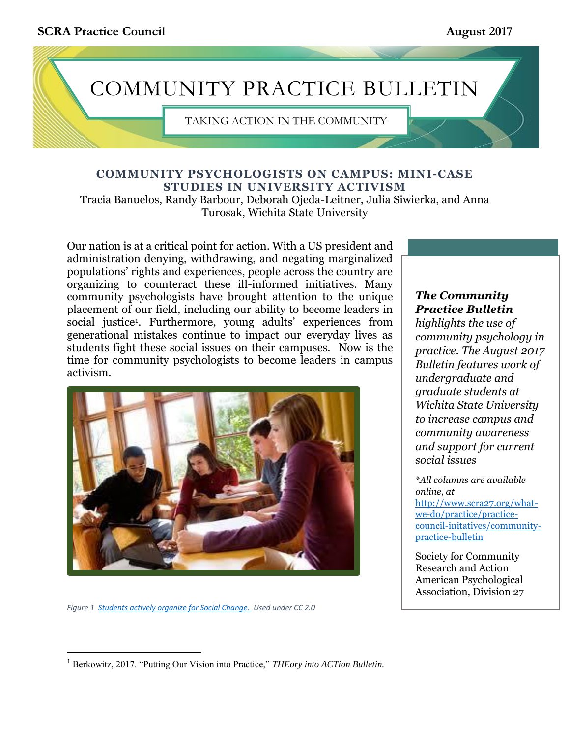**SCRA Practice Council** **August 2017**

# COMMUNITY PRACTICE BULLETIN

TAKING ACTION IN THE COMMUNITY

## COMMUNITY PSYCHOLOGISTS ON CAMPUS: MINI-CASE STUDIES IN UNIVERSITY ACTIVISM

Tracia Banuelos, Randy Barbour, Deborah Ojeda-Leitner, Julia Siwierka, and Anna Turosak, Wichita State University

Our nation is at a critical point for action. With a US president and administration denying, withdrawing, and negating marginalized populations' rights and experiences, people across the country are organizing to counteract these ill-informed initiatives. Many community psychologists have brought attention to the unique placement of our field, including our ability to become leaders in social justice[1]. Furthermore, young adults' experiences from generational mistakes continue to impact our everyday lives as students fight these social issues on their campuses. Now is the time for community psychologists to become leaders in campus activism.

*Figure 1 Students actively organize for Social Change. Used under CC 2.0*

***The Community Practice Bulletin*** *highlights the use of community psychology in practice. The August 2017 Bulletin features work of undergraduate and graduate students at Wichita State University to increase campus and community awareness and support for current social issues*

*\*All columns are available online, at* http://www.scra27.org/what-we-do/practice/practice-council-initatives/community-practice-bulletin

Society for Community Research and Action
American Psychological Association, Division 27

[1] Berkowitz, 2017. "Putting Our Vision into Practice," *THEory into ACTion Bulletin.*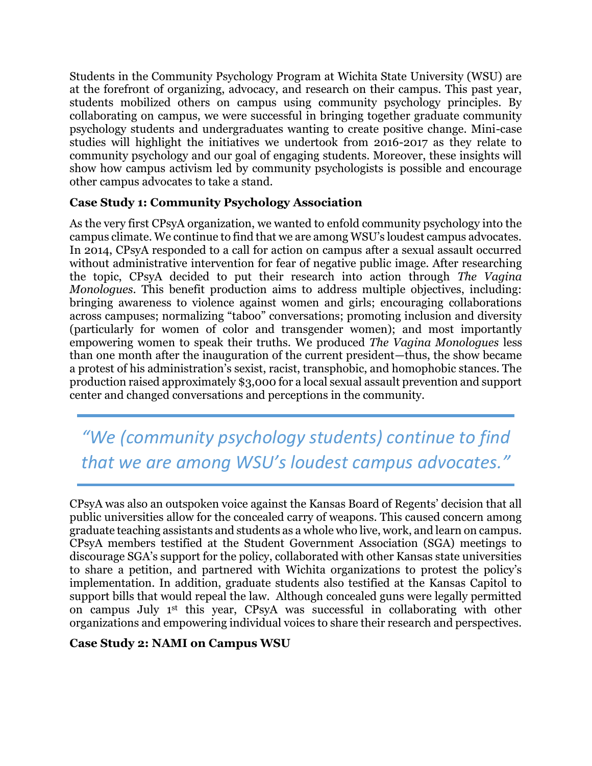Students in the Community Psychology Program at Wichita State University (WSU) are at the forefront of organizing, advocacy, and research on their campus. This past year, students mobilized others on campus using community psychology principles. By collaborating on campus, we were successful in bringing together graduate community psychology students and undergraduates wanting to create positive change. Mini-case studies will highlight the initiatives we undertook from 2016-2017 as they relate to community psychology and our goal of engaging students. Moreover, these insights will show how campus activism led by community psychologists is possible and encourage other campus advocates to take a stand.

**Case Study 1: Community Psychology Association**

As the very first CPsyA organization, we wanted to enfold community psychology into the campus climate. We continue to find that we are among WSU's loudest campus advocates. In 2014, CPsyA responded to a call for action on campus after a sexual assault occurred without administrative intervention for fear of negative public image. After researching the topic, CPsyA decided to put their research into action through *The Vagina Monologues*. This benefit production aims to address multiple objectives, including: bringing awareness to violence against women and girls; encouraging collaborations across campuses; normalizing "taboo" conversations; promoting inclusion and diversity (particularly for women of color and transgender women); and most importantly empowering women to speak their truths. We produced *The Vagina Monologues* less than one month after the inauguration of the current president—thus, the show became a protest of his administration's sexist, racist, transphobic, and homophobic stances. The production raised approximately $3,000 for a local sexual assault prevention and support center and changed conversations and perceptions in the community.

> *"We (community psychology students) continue to find that we are among WSU's loudest campus advocates."*

CPsyA was also an outspoken voice against the Kansas Board of Regents' decision that all public universities allow for the concealed carry of weapons. This caused concern among graduate teaching assistants and students as a whole who live, work, and learn on campus. CPsyA members testified at the Student Government Association (SGA) meetings to discourage SGA's support for the policy, collaborated with other Kansas state universities to share a petition, and partnered with Wichita organizations to protest the policy's implementation. In addition, graduate students also testified at the Kansas Capitol to support bills that would repeal the law. Although concealed guns were legally permitted on campus July 1st this year, CPsyA was successful in collaborating with other organizations and empowering individual voices to share their research and perspectives.

**Case Study 2: NAMI on Campus WSU**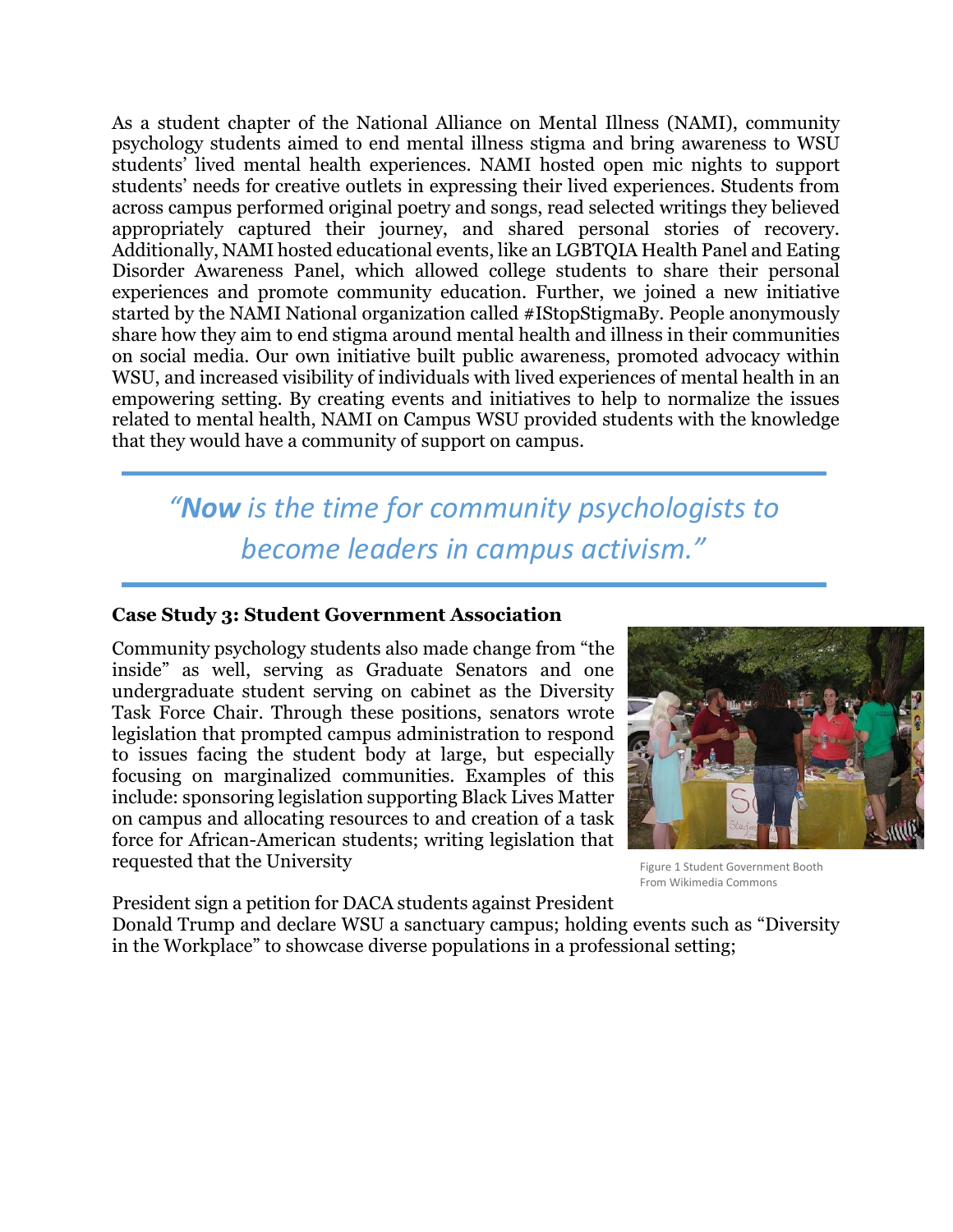As a student chapter of the National Alliance on Mental Illness (NAMI), community psychology students aimed to end mental illness stigma and bring awareness to WSU students' lived mental health experiences. NAMI hosted open mic nights to support students' needs for creative outlets in expressing their lived experiences. Students from across campus performed original poetry and songs, read selected writings they believed appropriately captured their journey, and shared personal stories of recovery. Additionally, NAMI hosted educational events, like an LGBTQIA Health Panel and Eating Disorder Awareness Panel, which allowed college students to share their personal experiences and promote community education. Further, we joined a new initiative started by the NAMI National organization called #IStopStigmaBy. People anonymously share how they aim to end stigma around mental health and illness in their communities on social media. Our own initiative built public awareness, promoted advocacy within WSU, and increased visibility of individuals with lived experiences of mental health in an empowering setting. By creating events and initiatives to help to normalize the issues related to mental health, NAMI on Campus WSU provided students with the knowledge that they would have a community of support on campus.

---

> *"**Now** is the time for community psychologists to become leaders in campus activism."*

---

### Case Study 3: Student Government Association

Community psychology students also made change from "the inside" as well, serving as Graduate Senators and one undergraduate student serving on cabinet as the Diversity Task Force Chair. Through these positions, senators wrote legislation that prompted campus administration to respond to issues facing the student body at large, but especially focusing on marginalized communities. Examples of this include: sponsoring legislation supporting Black Lives Matter on campus and allocating resources to and creation of a task force for African-American students; writing legislation that requested that the University President sign a petition for DACA students against President Donald Trump and declare WSU a sanctuary campus; holding events such as "Diversity in the Workplace" to showcase diverse populations in a professional setting;

Figure 1 Student Government Booth From Wikimedia Commons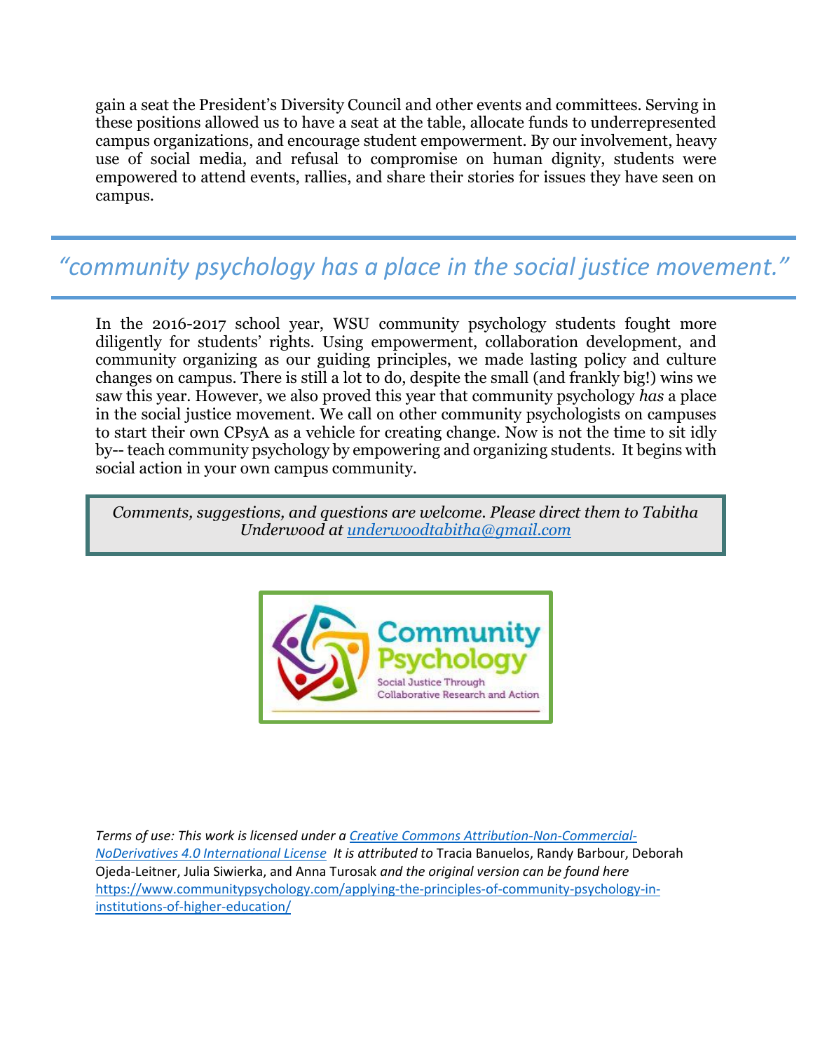gain a seat the President's Diversity Council and other events and committees. Serving in these positions allowed us to have a seat at the table, allocate funds to underrepresented campus organizations, and encourage student empowerment. By our involvement, heavy use of social media, and refusal to compromise on human dignity, students were empowered to attend events, rallies, and share their stories for issues they have seen on campus.

---

*"community psychology has a place in the social justice movement."*

---

In the 2016-2017 school year, WSU community psychology students fought more diligently for students' rights. Using empowerment, collaboration development, and community organizing as our guiding principles, we made lasting policy and culture changes on campus. There is still a lot to do, despite the small (and frankly big!) wins we saw this year. However, we also proved this year that community psychology *has* a place in the social justice movement. We call on other community psychologists on campuses to start their own CPsyA as a vehicle for creating change. Now is not the time to sit idly by-- teach community psychology by empowering and organizing students. It begins with social action in your own campus community.

*Comments, suggestions, and questions are welcome. Please direct them to Tabitha Underwood at [underwoodtabitha@gmail.com](mailto:underwoodtabitha@gmail.com)*

Community Psychology
Social Justice Through Collaborative Research and Action

*Terms of use: This work is licensed under a [Creative Commons Attribution-Non-Commercial-NoDerivatives 4.0 International License](https://creativecommons.org/licenses/by-nc-nd/4.0/) It is attributed to* Tracia Banuelos, Randy Barbour, Deborah Ojeda-Leitner, Julia Siwierka, and Anna Turosak *and the original version can be found here* [https://www.communitypsychology.com/applying-the-principles-of-community-psychology-in-institutions-of-higher-education/](https://www.communitypsychology.com/applying-the-principles-of-community-psychology-in-institutions-of-higher-education/)